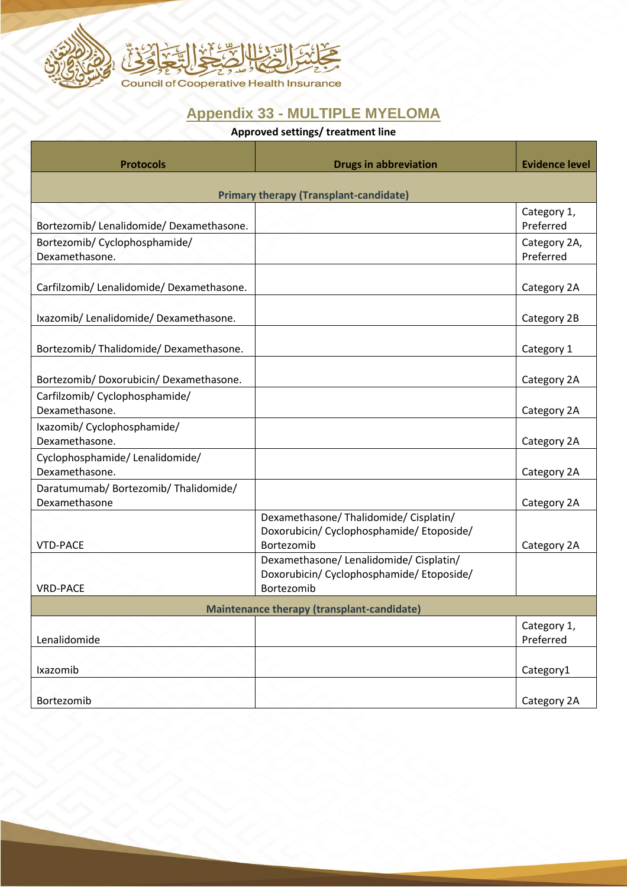# Appendix 33 - MULTIPLE MYELOMA

**Approved settings/ treatment line**

| Protocols | Drugs in abbreviation | Evidence level |
|---|---|---|
| **Primary therapy (Transplant-candidate)** | | |
| Bortezomib/ Lenalidomide/ Dexamethasone. | | Category 1, Preferred |
| Bortezomib/ Cyclophosphamide/ Dexamethasone. | | Category 2A, Preferred |
| Carfilzomib/ Lenalidomide/ Dexamethasone. | | Category 2A |
| Ixazomib/ Lenalidomide/ Dexamethasone. | | Category 2B |
| Bortezomib/ Thalidomide/ Dexamethasone. | | Category 1 |
| Bortezomib/ Doxorubicin/ Dexamethasone. | | Category 2A |
| Carfilzomib/ Cyclophosphamide/ Dexamethasone. | | Category 2A |
| Ixazomib/ Cyclophosphamide/ Dexamethasone. | | Category 2A |
| Cyclophosphamide/ Lenalidomide/ Dexamethasone. | | Category 2A |
| Daratumumab/ Bortezomib/ Thalidomide/ Dexamethasone | | Category 2A |
| VTD-PACE | Dexamethasone/ Thalidomide/ Cisplatin/ Doxorubicin/ Cyclophosphamide/ Etoposide/ Bortezomib | Category 2A |
| VRD-PACE | Dexamethasone/ Lenalidomide/ Cisplatin/ Doxorubicin/ Cyclophosphamide/ Etoposide/ Bortezomib | |
| **Maintenance therapy (transplant-candidate)** | | |
| Lenalidomide | | Category 1, Preferred |
| Ixazomib | | Category1 |
| Bortezomib | | Category 2A |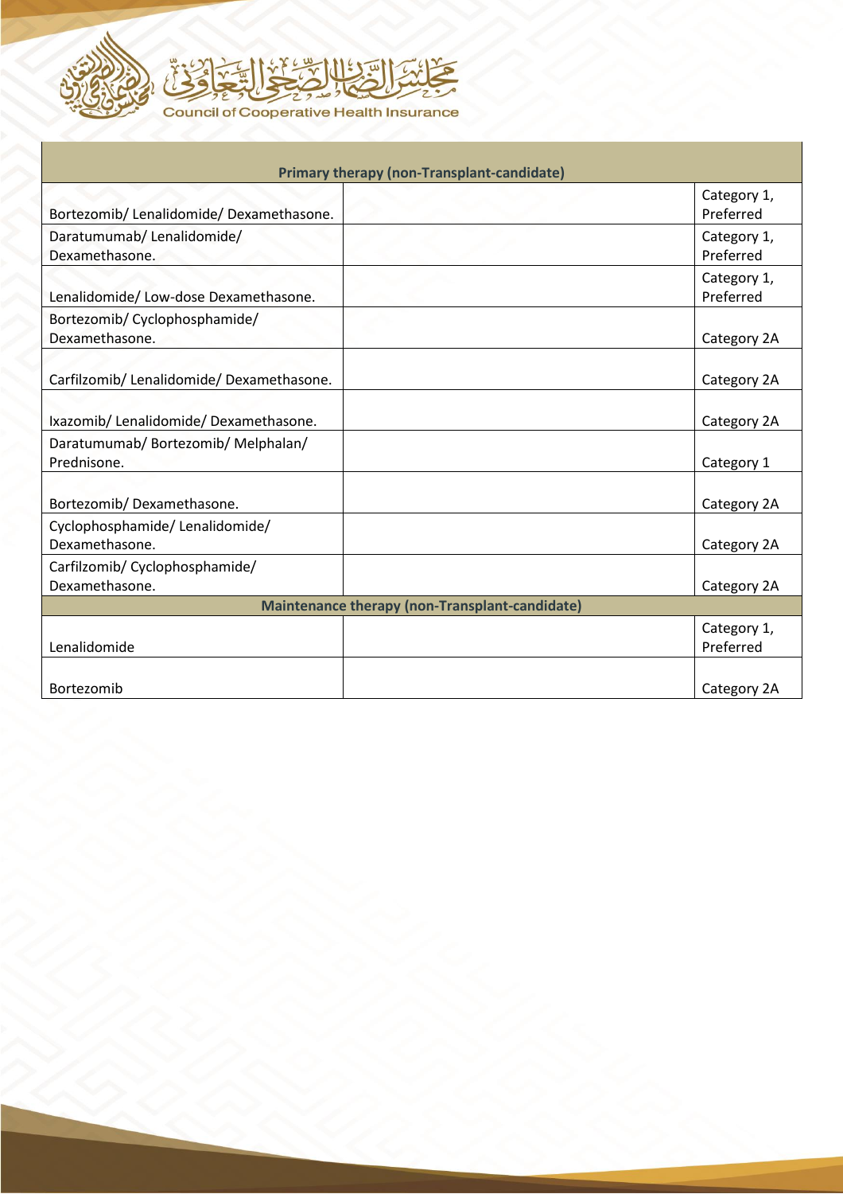| Primary therapy (non-Transplant-candidate) | | |
|---|---|---|
| Bortezomib/ Lenalidomide/ Dexamethasone. | | Category 1, Preferred |
| Daratumumab/ Lenalidomide/ Dexamethasone. | | Category 1, Preferred |
| Lenalidomide/ Low-dose Dexamethasone. | | Category 1, Preferred |
| Bortezomib/ Cyclophosphamide/ Dexamethasone. | | Category 2A |
| Carfilzomib/ Lenalidomide/ Dexamethasone. | | Category 2A |
| Ixazomib/ Lenalidomide/ Dexamethasone. | | Category 2A |
| Daratumumab/ Bortezomib/ Melphalan/ Prednisone. | | Category 1 |
| Bortezomib/ Dexamethasone. | | Category 2A |
| Cyclophosphamide/ Lenalidomide/ Dexamethasone. | | Category 2A |
| Carfilzomib/ Cyclophosphamide/ Dexamethasone. | | Category 2A |
| **Maintenance therapy (non-Transplant-candidate)** | | |
| Lenalidomide | | Category 1, Preferred |
| Bortezomib | | Category 2A |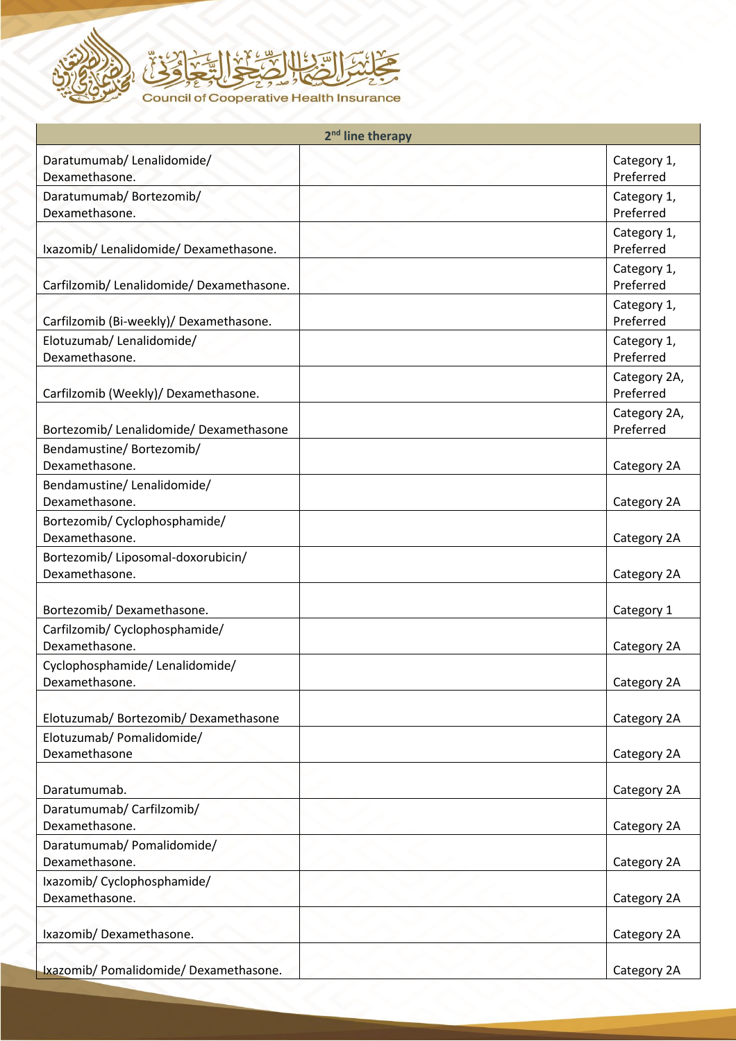| 2nd line therapy | | |
|---|---|---|
| Daratumumab/ Lenalidomide/ Dexamethasone. | | Category 1, Preferred |
| Daratumumab/ Bortezomib/ Dexamethasone. | | Category 1, Preferred |
| Ixazomib/ Lenalidomide/ Dexamethasone. | | Category 1, Preferred |
| Carfilzomib/ Lenalidomide/ Dexamethasone. | | Category 1, Preferred |
| Carfilzomib (Bi-weekly)/ Dexamethasone. | | Category 1, Preferred |
| Elotuzumab/ Lenalidomide/ Dexamethasone. | | Category 1, Preferred |
| Carfilzomib (Weekly)/ Dexamethasone. | | Category 2A, Preferred |
| Bortezomib/ Lenalidomide/ Dexamethasone | | Category 2A, Preferred |
| Bendamustine/ Bortezomib/ Dexamethasone. | | Category 2A |
| Bendamustine/ Lenalidomide/ Dexamethasone. | | Category 2A |
| Bortezomib/ Cyclophosphamide/ Dexamethasone. | | Category 2A |
| Bortezomib/ Liposomal-doxorubicin/ Dexamethasone. | | Category 2A |
| Bortezomib/ Dexamethasone. | | Category 1 |
| Carfilzomib/ Cyclophosphamide/ Dexamethasone. | | Category 2A |
| Cyclophosphamide/ Lenalidomide/ Dexamethasone. | | Category 2A |
| Elotuzumab/ Bortezomib/ Dexamethasone | | Category 2A |
| Elotuzumab/ Pomalidomide/ Dexamethasone | | Category 2A |
| Daratumumab. | | Category 2A |
| Daratumumab/ Carfilzomib/ Dexamethasone. | | Category 2A |
| Daratumumab/ Pomalidomide/ Dexamethasone. | | Category 2A |
| Ixazomib/ Cyclophosphamide/ Dexamethasone. | | Category 2A |
| Ixazomib/ Dexamethasone. | | Category 2A |
| Ixazomib/ Pomalidomide/ Dexamethasone. | | Category 2A |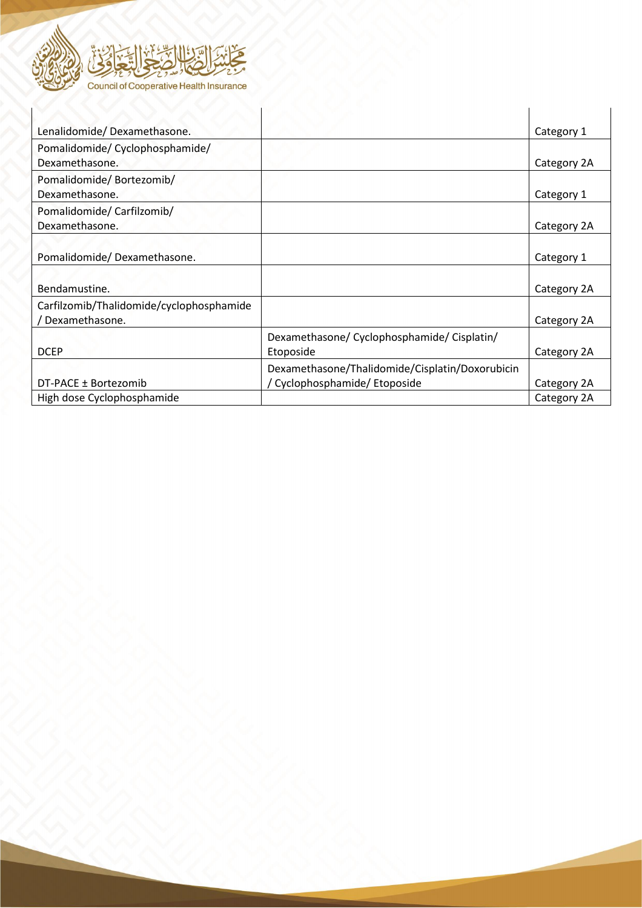| | | |
|---|---|---|
| Lenalidomide/ Dexamethasone. | | Category 1 |
| Pomalidomide/ Cyclophosphamide/ Dexamethasone. | | Category 2A |
| Pomalidomide/ Bortezomib/ Dexamethasone. | | Category 1 |
| Pomalidomide/ Carfilzomib/ Dexamethasone. | | Category 2A |
| Pomalidomide/ Dexamethasone. | | Category 1 |
| Bendamustine. | | Category 2A |
| Carfilzomib/Thalidomide/cyclophosphamide / Dexamethasone. | | Category 2A |
| DCEP | Dexamethasone/ Cyclophosphamide/ Cisplatin/ Etoposide | Category 2A |
| DT-PACE ± Bortezomib | Dexamethasone/Thalidomide/Cisplatin/Doxorubicin / Cyclophosphamide/ Etoposide | Category 2A |
| High dose Cyclophosphamide | | Category 2A |